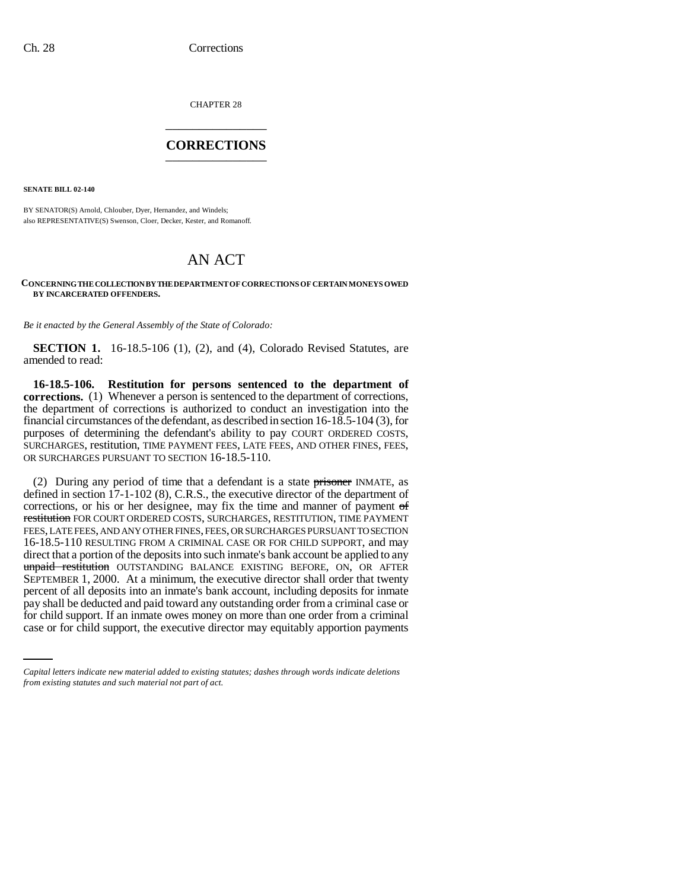CHAPTER 28

# CORRECTIONS

**SENATE BILL 02-140**

BY SENATOR(S) Arnold, Chlouber, Dyer, Hernandez, and Windels;
also REPRESENTATIVE(S) Swenson, Cloer, Decker, Kester, and Romanoff.

# AN ACT

**CONCERNING THE COLLECTION BY THE DEPARTMENT OF CORRECTIONS OF CERTAIN MONEYS OWED BY INCARCERATED OFFENDERS.**

*Be it enacted by the General Assembly of the State of Colorado:*

**SECTION 1.** 16-18.5-106 (1), (2), and (4), Colorado Revised Statutes, are amended to read:

**16-18.5-106. Restitution for persons sentenced to the department of corrections.** (1) Whenever a person is sentenced to the department of corrections, the department of corrections is authorized to conduct an investigation into the financial circumstances of the defendant, as described in section 16-18.5-104 (3), for purposes of determining the defendant's ability to pay COURT ORDERED COSTS, SURCHARGES, restitution, TIME PAYMENT FEES, LATE FEES, AND OTHER FINES, FEES, OR SURCHARGES PURSUANT TO SECTION 16-18.5-110.

(2) During any period of time that a defendant is a state ~~prisoner~~ INMATE, as defined in section 17-1-102 (8), C.R.S., the executive director of the department of corrections, or his or her designee, may fix the time and manner of payment ~~of restitution~~ FOR COURT ORDERED COSTS, SURCHARGES, RESTITUTION, TIME PAYMENT FEES, LATE FEES, AND ANY OTHER FINES, FEES, OR SURCHARGES PURSUANT TO SECTION 16-18.5-110 RESULTING FROM A CRIMINAL CASE OR FOR CHILD SUPPORT, and may direct that a portion of the deposits into such inmate's bank account be applied to any ~~unpaid restitution~~ OUTSTANDING BALANCE EXISTING BEFORE, ON, OR AFTER SEPTEMBER 1, 2000. At a minimum, the executive director shall order that twenty percent of all deposits into an inmate's bank account, including deposits for inmate pay shall be deducted and paid toward any outstanding order from a criminal case or for child support. If an inmate owes money on more than one order from a criminal case or for child support, the executive director may equitably apportion payments

*Capital letters indicate new material added to existing statutes; dashes through words indicate deletions from existing statutes and such material not part of act.*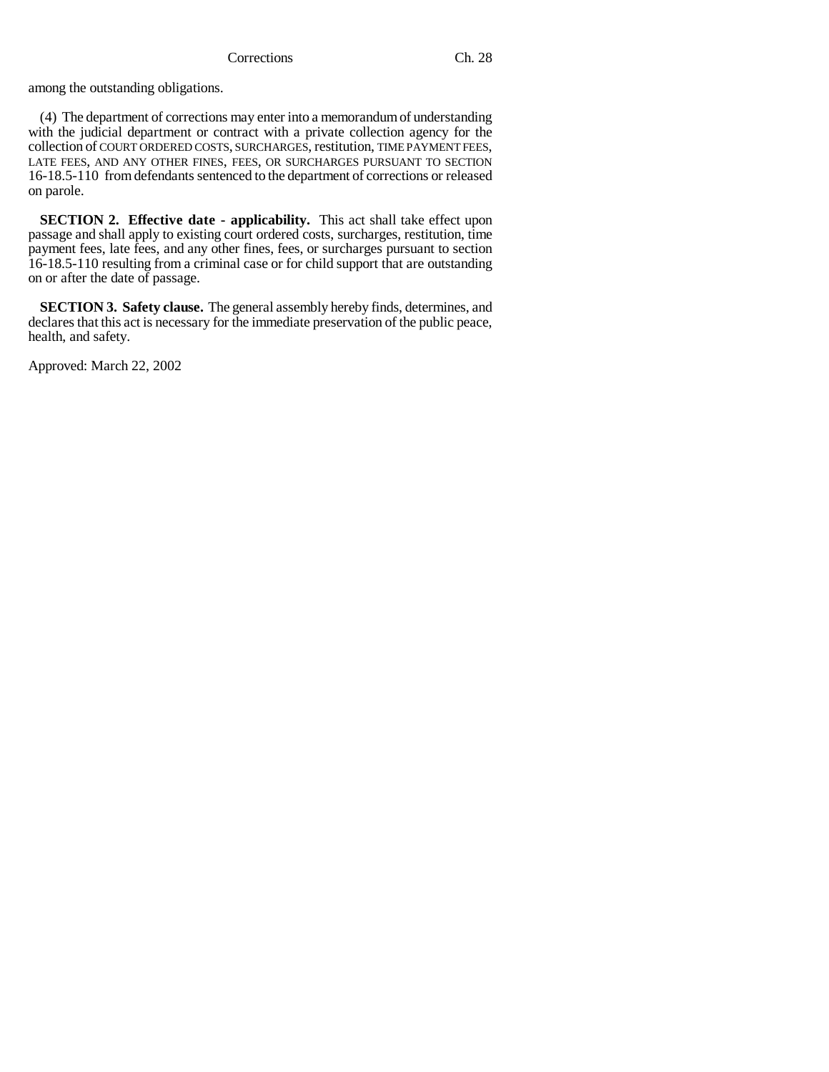among the outstanding obligations.

(4) The department of corrections may enter into a memorandum of understanding with the judicial department or contract with a private collection agency for the collection of COURT ORDERED COSTS, SURCHARGES, restitution, TIME PAYMENT FEES, LATE FEES, AND ANY OTHER FINES, FEES, OR SURCHARGES PURSUANT TO SECTION 16-18.5-110 from defendants sentenced to the department of corrections or released on parole.

**SECTION 2. Effective date - applicability.** This act shall take effect upon passage and shall apply to existing court ordered costs, surcharges, restitution, time payment fees, late fees, and any other fines, fees, or surcharges pursuant to section 16-18.5-110 resulting from a criminal case or for child support that are outstanding on or after the date of passage.

**SECTION 3. Safety clause.** The general assembly hereby finds, determines, and declares that this act is necessary for the immediate preservation of the public peace, health, and safety.

Approved: March 22, 2002